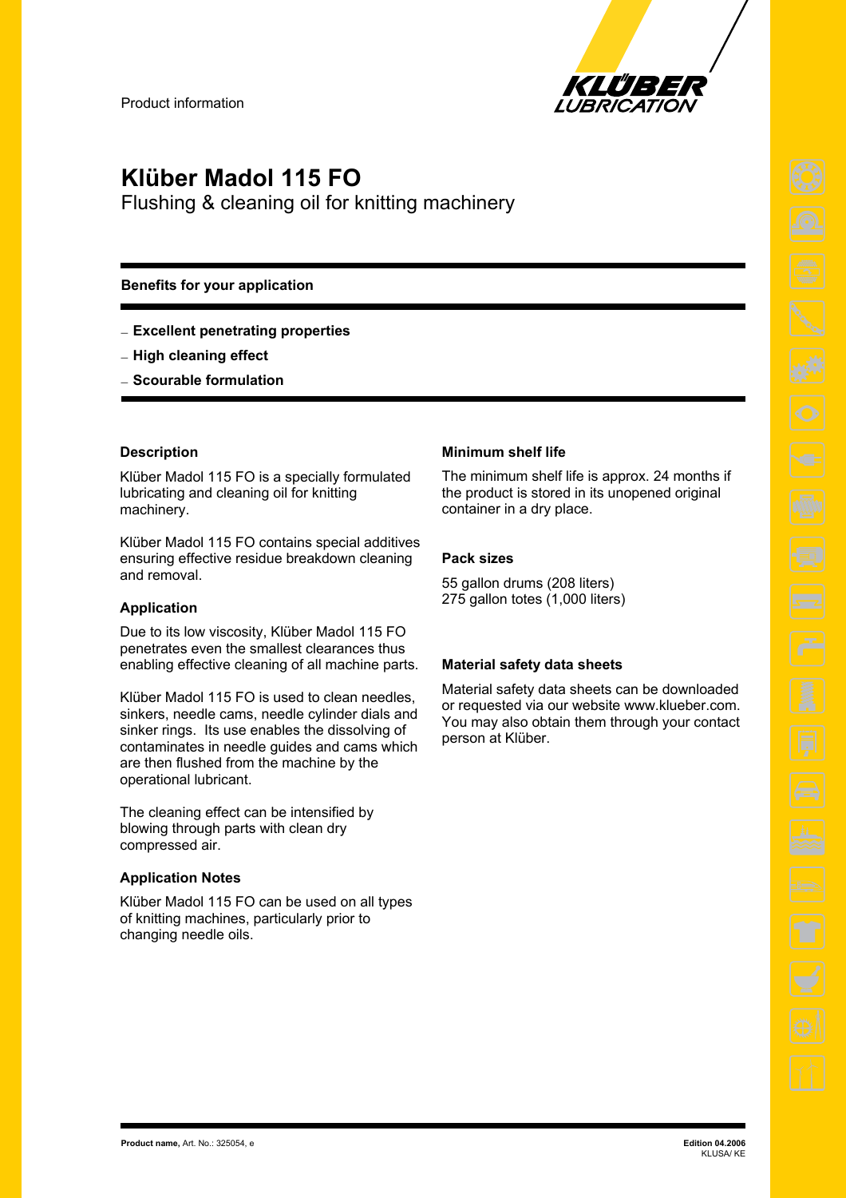Product information

# Klüber Madol 115 FO

Flushing & cleaning oil for knitting machinery

**Benefits for your application**

- **Excellent penetrating properties**
- **High cleaning effect**
- **Scourable formulation**

### Description

Klüber Madol 115 FO is a specially formulated lubricating and cleaning oil for knitting machinery.

Klüber Madol 115 FO contains special additives ensuring effective residue breakdown cleaning and removal.

### Application

Due to its low viscosity, Klüber Madol 115 FO penetrates even the smallest clearances thus enabling effective cleaning of all machine parts.

Klüber Madol 115 FO is used to clean needles, sinkers, needle cams, needle cylinder dials and sinker rings. Its use enables the dissolving of contaminates in needle guides and cams which are then flushed from the machine by the operational lubricant.

The cleaning effect can be intensified by blowing through parts with clean dry compressed air.

### Application Notes

Klüber Madol 115 FO can be used on all types of knitting machines, particularly prior to changing needle oils.

### Minimum shelf life

The minimum shelf life is approx. 24 months if the product is stored in its unopened original container in a dry place.

### Pack sizes

55 gallon drums (208 liters)
275 gallon totes (1,000 liters)

### Material safety data sheets

Material safety data sheets can be downloaded or requested via our website www.klueber.com. You may also obtain them through your contact person at Klüber.

**Product name,** Art. No.: 325054, e

**Edition 04.2006**
KLUSA/ KE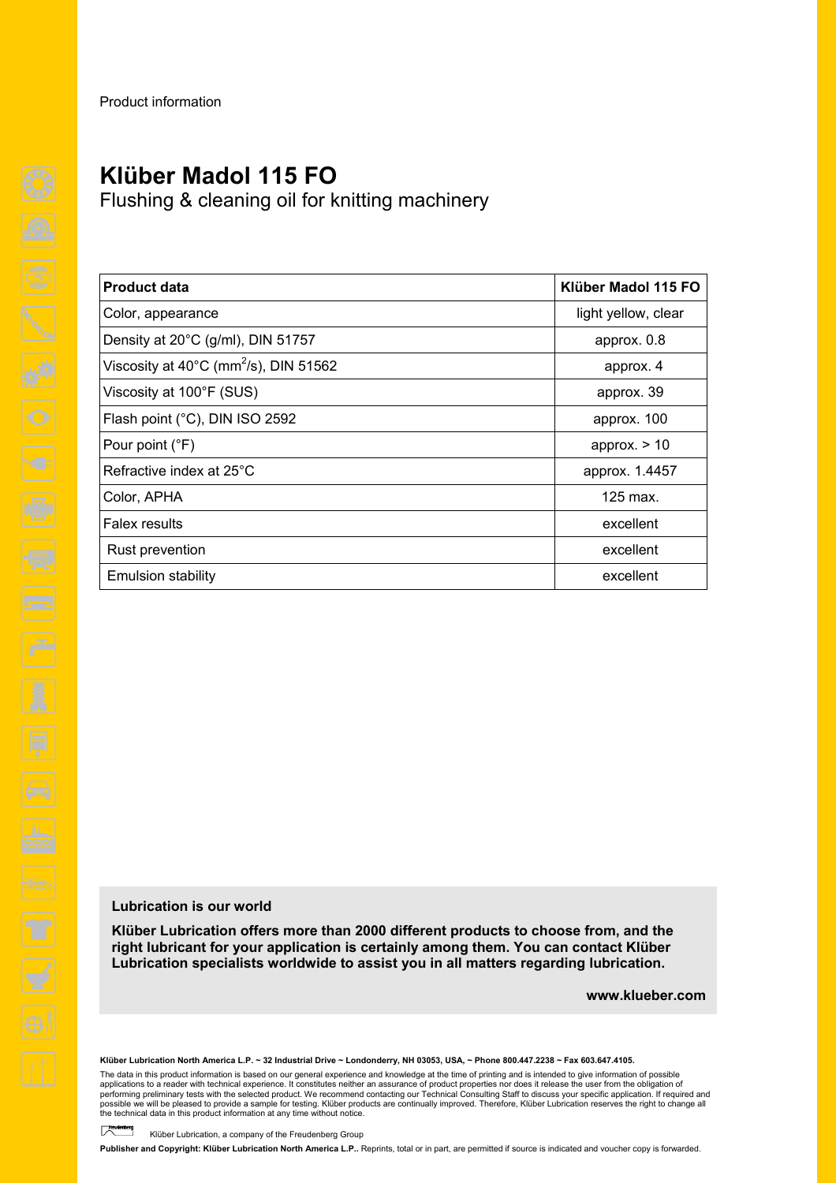Product information

# Klüber Madol 115 FO

Flushing & cleaning oil for knitting machinery

| Product data | Klüber Madol 115 FO |
|---|---|
| Color, appearance | light yellow, clear |
| Density at 20°C (g/ml), DIN 51757 | approx. 0.8 |
| Viscosity at 40°C ($mm^2/s$), DIN 51562 | approx. 4 |
| Viscosity at 100°F (SUS) | approx. 39 |
| Flash point (°C), DIN ISO 2592 | approx. 100 |
| Pour point (°F) | approx. > 10 |
| Refractive index at 25°C | approx. 1.4457 |
| Color, APHA | 125 max. |
| Falex results | excellent |
| Rust prevention | excellent |
| Emulsion stability | excellent |

**Lubrication is our world**

**Klüber Lubrication offers more than 2000 different products to choose from, and the right lubricant for your application is certainly among them. You can contact Klüber Lubrication specialists worldwide to assist you in all matters regarding lubrication.**

**www.klueber.com**

**Klüber Lubrication North America L.P. ~ 32 Industrial Drive ~ Londonderry, NH 03053, USA, ~ Phone 800.447.2238 ~ Fax 603.647.4105.**

The data in this product information is based on our general experience and knowledge at the time of printing and is intended to give information of possible applications to a reader with technical experience. It constitutes neither an assurance of product properties nor does it release the user from the obligation of performing preliminary tests with the selected product. We recommend contacting our Technical Consulting Staff to discuss your specific application. If required and possible we will be pleased to provide a sample for testing. Klüber products are continually improved. Therefore, Klüber Lubrication reserves the right to change all the technical data in this product information at any time without notice.

Klüber Lubrication, a company of the Freudenberg Group

**Publisher and Copyright: Klüber Lubrication North America L.P..** Reprints, total or in part, are permitted if source is indicated and voucher copy is forwarded.